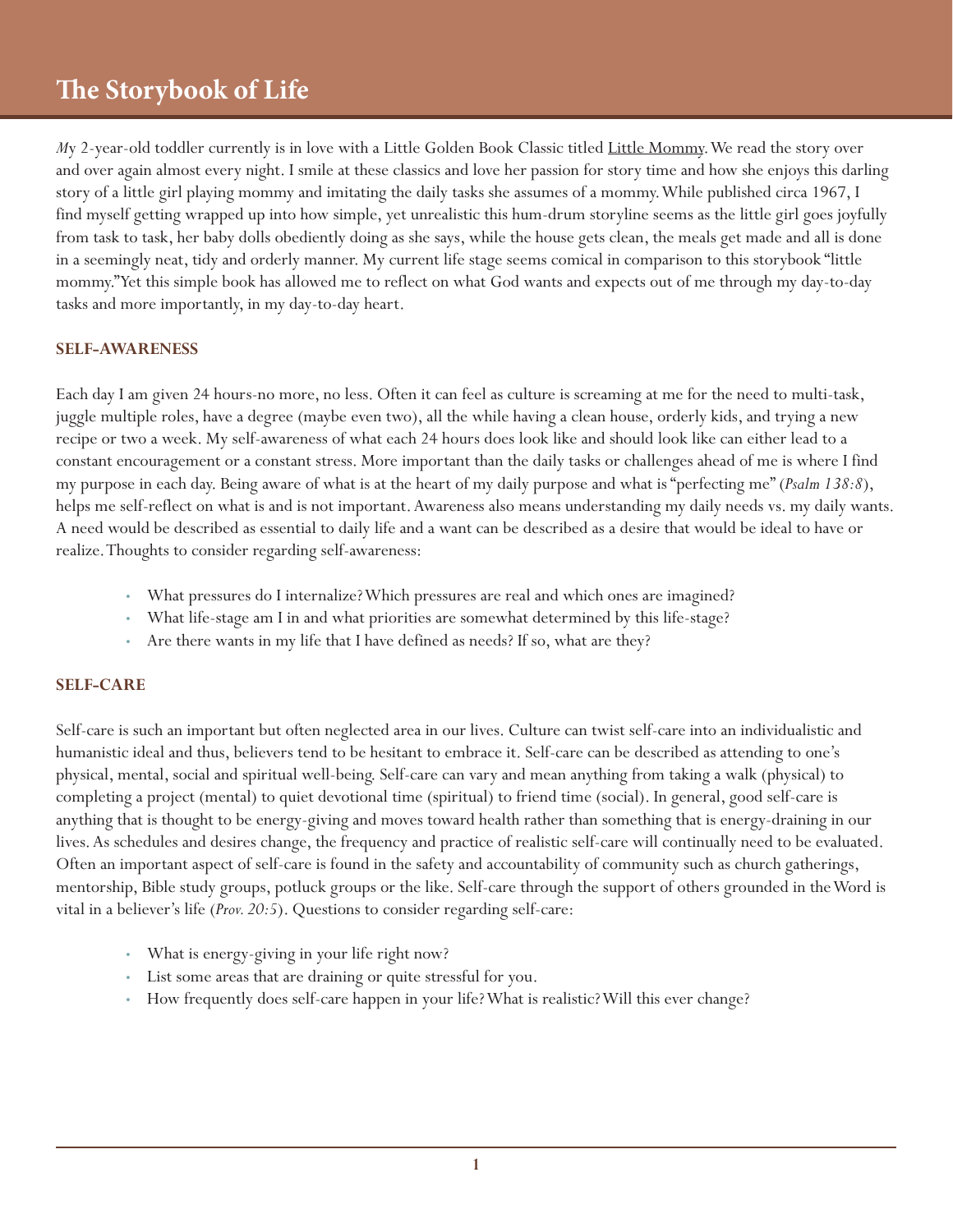# The Storybook of Life

*M*y 2-year-old toddler currently is in love with a Little Golden Book Classic titled Little Mommy. We read the story over and over again almost every night. I smile at these classics and love her passion for story time and how she enjoys this darling story of a little girl playing mommy and imitating the daily tasks she assumes of a mommy. While published circa 1967, I find myself getting wrapped up into how simple, yet unrealistic this hum-drum storyline seems as the little girl goes joyfully from task to task, her baby dolls obediently doing as she says, while the house gets clean, the meals get made and all is done in a seemingly neat, tidy and orderly manner. My current life stage seems comical in comparison to this storybook "little mommy." Yet this simple book has allowed me to reflect on what God wants and expects out of me through my day-to-day tasks and more importantly, in my day-to-day heart.

## SELF-AWARENESS

Each day I am given 24 hours-no more, no less. Often it can feel as culture is screaming at me for the need to multi-task, juggle multiple roles, have a degree (maybe even two), all the while having a clean house, orderly kids, and trying a new recipe or two a week. My self-awareness of what each 24 hours does look like and should look like can either lead to a constant encouragement or a constant stress. More important than the daily tasks or challenges ahead of me is where I find my purpose in each day. Being aware of what is at the heart of my daily purpose and what is "perfecting me" (*Psalm 138:8*), helps me self-reflect on what is and is not important. Awareness also means understanding my daily needs vs. my daily wants. A need would be described as essential to daily life and a want can be described as a desire that would be ideal to have or realize. Thoughts to consider regarding self-awareness:

- What pressures do I internalize? Which pressures are real and which ones are imagined?
- What life-stage am I in and what priorities are somewhat determined by this life-stage?
- Are there wants in my life that I have defined as needs? If so, what are they?

## SELF-CARE

Self-care is such an important but often neglected area in our lives. Culture can twist self-care into an individualistic and humanistic ideal and thus, believers tend to be hesitant to embrace it. Self-care can be described as attending to one's physical, mental, social and spiritual well-being. Self-care can vary and mean anything from taking a walk (physical) to completing a project (mental) to quiet devotional time (spiritual) to friend time (social). In general, good self-care is anything that is thought to be energy-giving and moves toward health rather than something that is energy-draining in our lives. As schedules and desires change, the frequency and practice of realistic self-care will continually need to be evaluated. Often an important aspect of self-care is found in the safety and accountability of community such as church gatherings, mentorship, Bible study groups, potluck groups or the like. Self-care through the support of others grounded in the Word is vital in a believer's life (*Prov. 20:5*). Questions to consider regarding self-care:

- What is energy-giving in your life right now?
- List some areas that are draining or quite stressful for you.
- How frequently does self-care happen in your life? What is realistic? Will this ever change?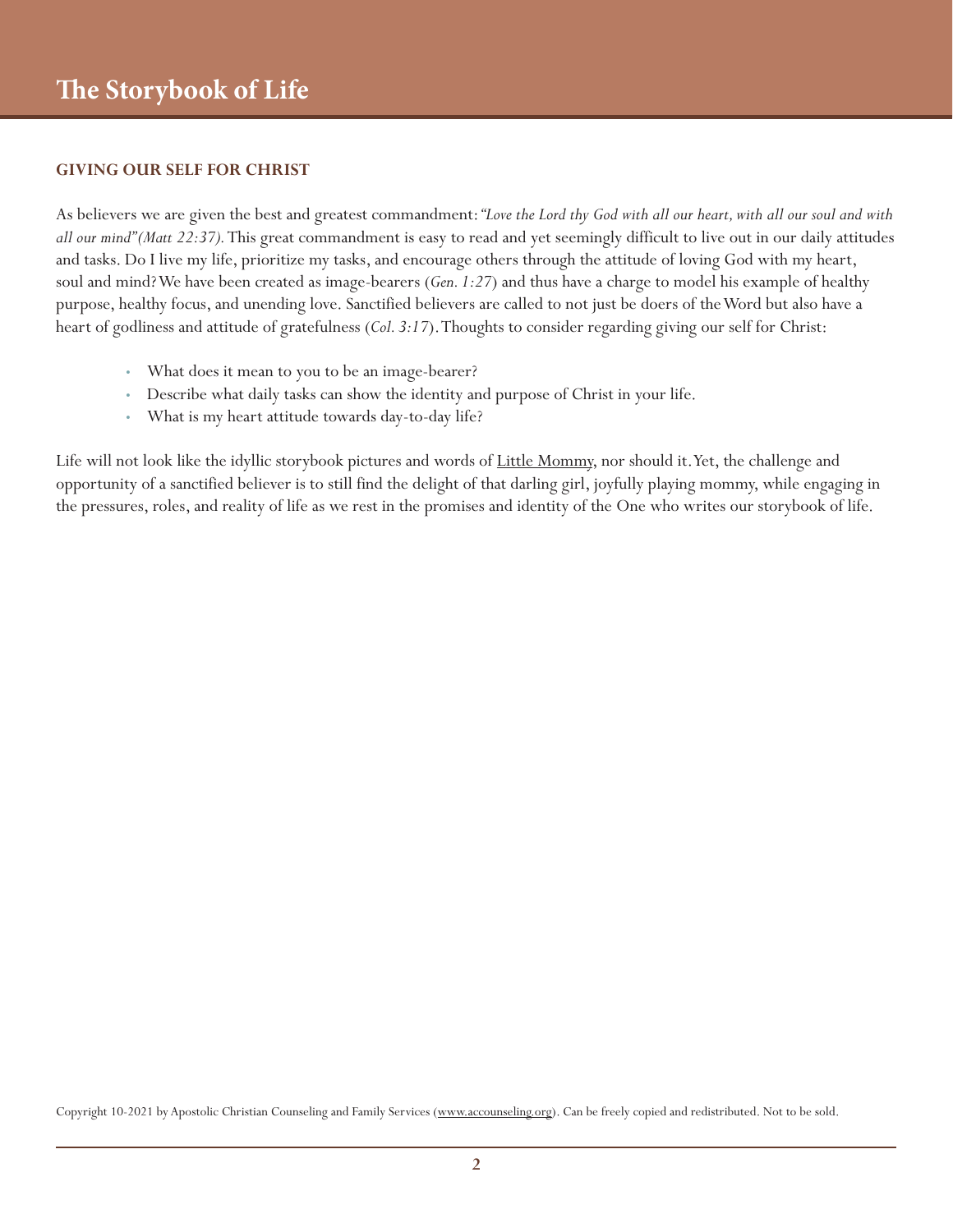## GIVING OUR SELF FOR CHRIST

As believers we are given the best and greatest commandment: *"Love the Lord thy God with all our heart, with all our soul and with all our mind"(Matt 22:37).* This great commandment is easy to read and yet seemingly difficult to live out in our daily attitudes and tasks. Do I live my life, prioritize my tasks, and encourage others through the attitude of loving God with my heart, soul and mind? We have been created as image-bearers (*Gen. 1:27*) and thus have a charge to model his example of healthy purpose, healthy focus, and unending love. Sanctified believers are called to not just be doers of the Word but also have a heart of godliness and attitude of gratefulness (*Col. 3:17*). Thoughts to consider regarding giving our self for Christ:

- What does it mean to you to be an image-bearer?
- Describe what daily tasks can show the identity and purpose of Christ in your life.
- What is my heart attitude towards day-to-day life?

Life will not look like the idyllic storybook pictures and words of Little Mommy, nor should it. Yet, the challenge and opportunity of a sanctified believer is to still find the delight of that darling girl, joyfully playing mommy, while engaging in the pressures, roles, and reality of life as we rest in the promises and identity of the One who writes our storybook of life.

Copyright 10-2021 by Apostolic Christian Counseling and Family Services (www.accounseling.org). Can be freely copied and redistributed. Not to be sold.